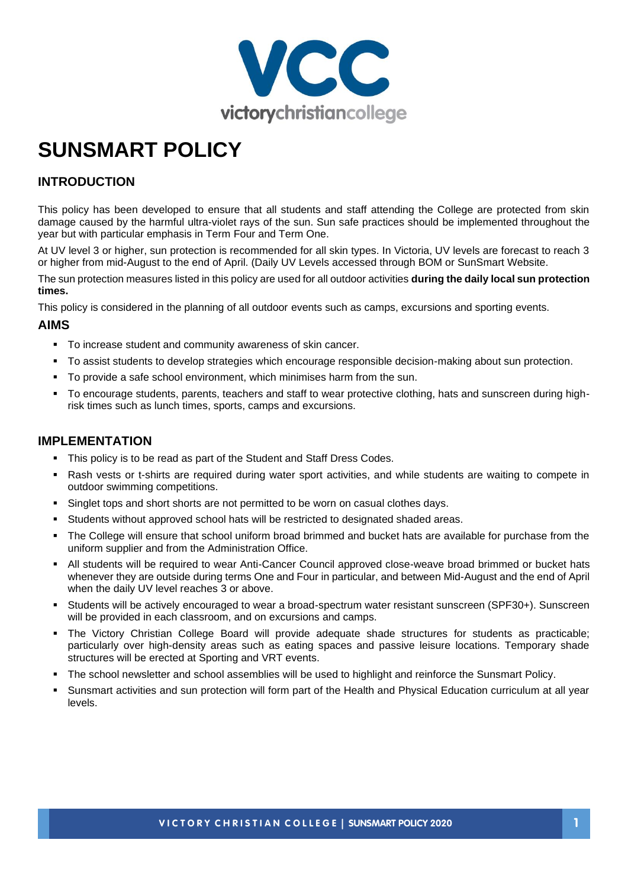# SUNSMART POLICY

## INTRODUCTION

This policy has been developed to ensure that all students and staff attending the College are protected from skin damage caused by the harmful ultra-violet rays of the sun. Sun safe practices should be implemented throughout the year but with particular emphasis in Term Four and Term One.

At UV level 3 or higher, sun protection is recommended for all skin types. In Victoria, UV levels are forecast to reach 3 or higher from mid-August to the end of April. (Daily UV Levels accessed through BOM or SunSmart Website.

The sun protection measures listed in this policy are used for all outdoor activities **during the daily local sun protection times.**

This policy is considered in the planning of all outdoor events such as camps, excursions and sporting events.

## AIMS

- To increase student and community awareness of skin cancer.
- To assist students to develop strategies which encourage responsible decision-making about sun protection.
- To provide a safe school environment, which minimises harm from the sun.
- To encourage students, parents, teachers and staff to wear protective clothing, hats and sunscreen during high-risk times such as lunch times, sports, camps and excursions.

## IMPLEMENTATION

- This policy is to be read as part of the Student and Staff Dress Codes.
- Rash vests or t-shirts are required during water sport activities, and while students are waiting to compete in outdoor swimming competitions.
- Singlet tops and short shorts are not permitted to be worn on casual clothes days.
- Students without approved school hats will be restricted to designated shaded areas.
- The College will ensure that school uniform broad brimmed and bucket hats are available for purchase from the uniform supplier and from the Administration Office.
- All students will be required to wear Anti-Cancer Council approved close-weave broad brimmed or bucket hats whenever they are outside during terms One and Four in particular, and between Mid-August and the end of April when the daily UV level reaches 3 or above.
- Students will be actively encouraged to wear a broad-spectrum water resistant sunscreen (SPF30+). Sunscreen will be provided in each classroom, and on excursions and camps.
- The Victory Christian College Board will provide adequate shade structures for students as practicable; particularly over high-density areas such as eating spaces and passive leisure locations. Temporary shade structures will be erected at Sporting and VRT events.
- The school newsletter and school assemblies will be used to highlight and reinforce the Sunsmart Policy.
- Sunsmart activities and sun protection will form part of the Health and Physical Education curriculum at all year levels.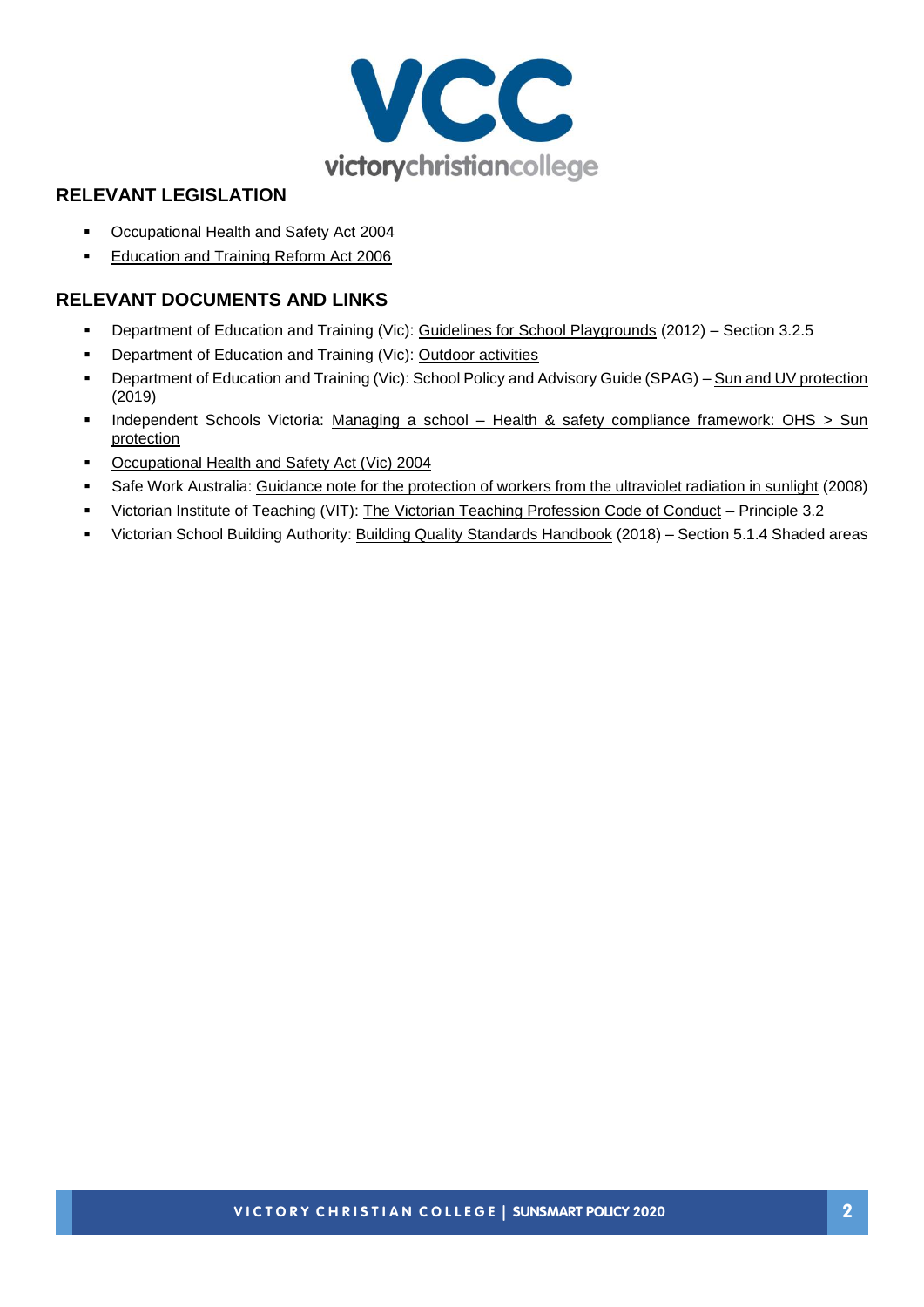## RELEVANT LEGISLATION

- Occupational Health and Safety Act 2004
- Education and Training Reform Act 2006

## RELEVANT DOCUMENTS AND LINKS

- Department of Education and Training (Vic): Guidelines for School Playgrounds (2012) – Section 3.2.5
- Department of Education and Training (Vic): Outdoor activities
- Department of Education and Training (Vic): School Policy and Advisory Guide (SPAG) – Sun and UV protection (2019)
- Independent Schools Victoria: Managing a school – Health & safety compliance framework: OHS > Sun protection
- Occupational Health and Safety Act (Vic) 2004
- Safe Work Australia: Guidance note for the protection of workers from the ultraviolet radiation in sunlight (2008)
- Victorian Institute of Teaching (VIT): The Victorian Teaching Profession Code of Conduct – Principle 3.2
- Victorian School Building Authority: Building Quality Standards Handbook (2018) – Section 5.1.4 Shaded areas